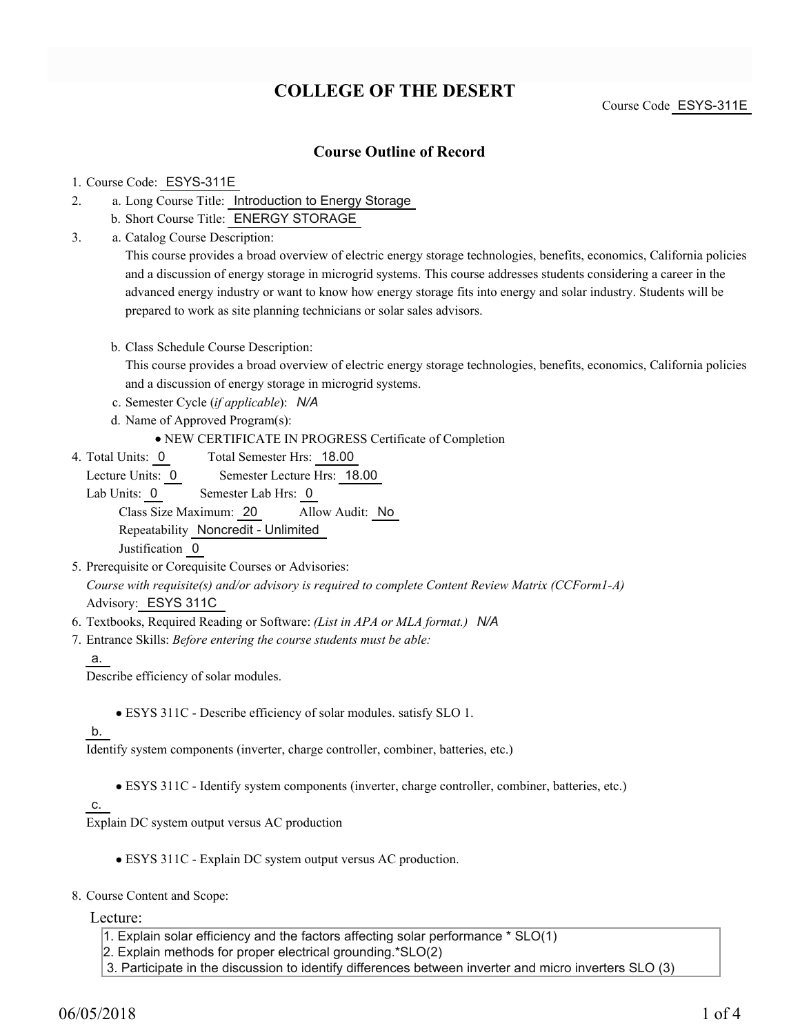# COLLEGE OF THE DESERT

Course Code ESYS-311E

## Course Outline of Record

1. Course Code: ESYS-311E
2. a. Long Course Title: Introduction to Energy Storage
   b. Short Course Title: ENERGY STORAGE
3. a. Catalog Course Description:
   This course provides a broad overview of electric energy storage technologies, benefits, economics, California policies and a discussion of energy storage in microgrid systems. This course addresses students considering a career in the advanced energy industry or want to know how energy storage fits into energy and solar industry. Students will be prepared to work as site planning technicians or solar sales advisors.

   b. Class Schedule Course Description:
   This course provides a broad overview of electric energy storage technologies, benefits, economics, California policies and a discussion of energy storage in microgrid systems.
   c. Semester Cycle (*if applicable*): *N/A*
   d. Name of Approved Program(s):
   - NEW CERTIFICATE IN PROGRESS Certificate of Completion
4. Total Units: 0 Total Semester Hrs: 18.00
   Lecture Units: 0 Semester Lecture Hrs: 18.00
   Lab Units: 0 Semester Lab Hrs: 0
   Class Size Maximum: 20 Allow Audit: No
   Repeatability Noncredit - Unlimited
   Justification 0
5. Prerequisite or Corequisite Courses or Advisories:
   *Course with requisite(s) and/or advisory is required to complete Content Review Matrix (CCForm1-A)*
   Advisory: ESYS 311C
6. Textbooks, Required Reading or Software: *(List in APA or MLA format.)* *N/A*
7. Entrance Skills: *Before entering the course students must be able:*

   a.
   Describe efficiency of solar modules.

   - ESYS 311C - Describe efficiency of solar modules. satisfy SLO 1.

   b.
   Identify system components (inverter, charge controller, combiner, batteries, etc.)

   - ESYS 311C - Identify system components (inverter, charge controller, combiner, batteries, etc.)

   c.
   Explain DC system output versus AC production

   - ESYS 311C - Explain DC system output versus AC production.

8. Course Content and Scope:

Lecture:

1. Explain solar efficiency and the factors affecting solar performance * SLO(1)
2. Explain methods for proper electrical grounding.*SLO(2)
3. Participate in the discussion to identify differences between inverter and micro inverters SLO (3)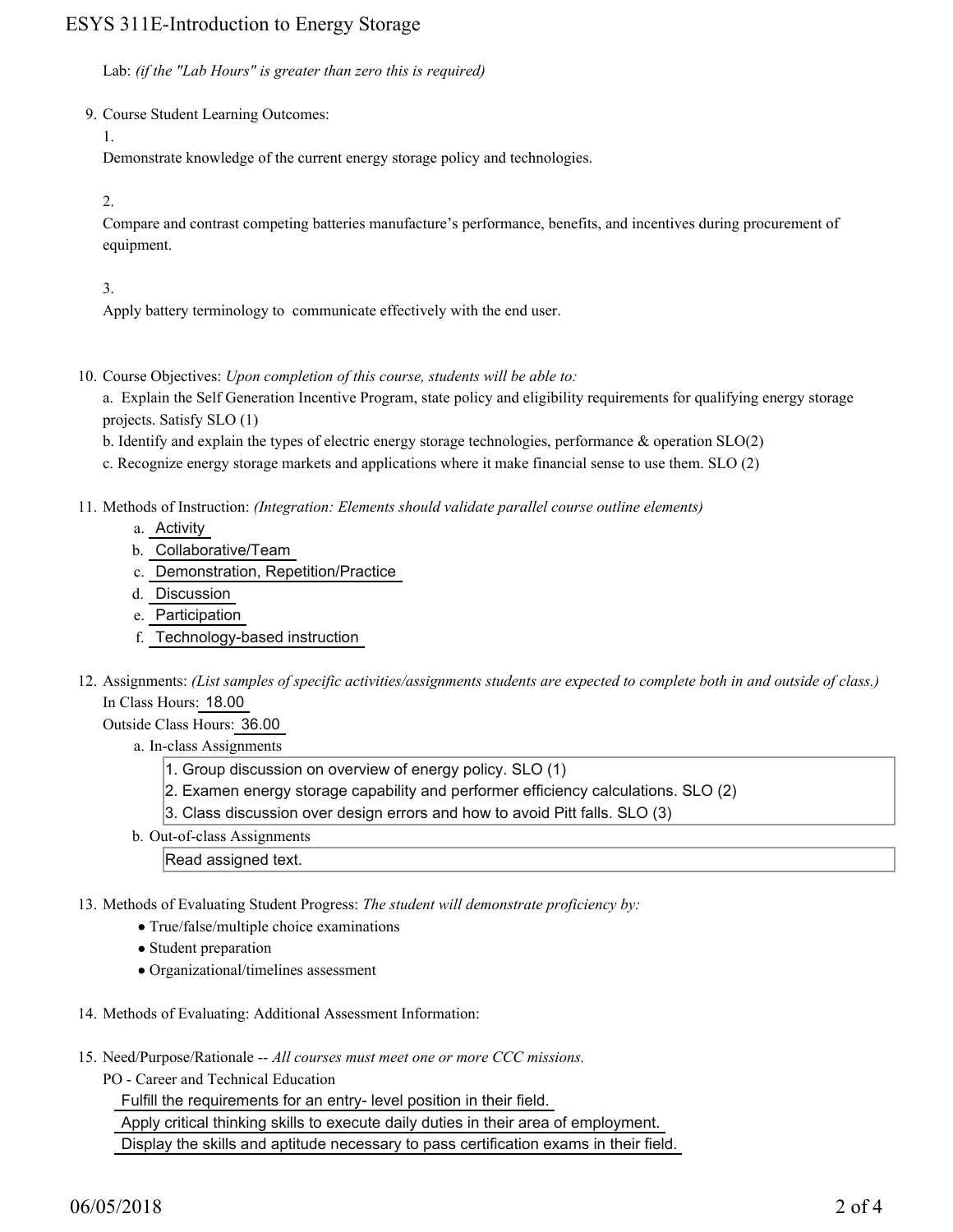Lab: *(if the "Lab Hours" is greater than zero this is required)*

9. Course Student Learning Outcomes:

   1.

   Demonstrate knowledge of the current energy storage policy and technologies.

   2.

   Compare and contrast competing batteries manufacture's performance, benefits, and incentives during procurement of equipment.

   3.

   Apply battery terminology to communicate effectively with the end user.

10. Course Objectives: *Upon completion of this course, students will be able to:*

    a. Explain the Self Generation Incentive Program, state policy and eligibility requirements for qualifying energy storage projects. Satisfy SLO (1)

    b. Identify and explain the types of electric energy storage technologies, performance & operation SLO(2)

    c. Recognize energy storage markets and applications where it make financial sense to use them. SLO (2)

11. Methods of Instruction: *(Integration: Elements should validate parallel course outline elements)*

    a. Activity
    b. Collaborative/Team
    c. Demonstration, Repetition/Practice
    d. Discussion
    e. Participation
    f. Technology-based instruction

12. Assignments: *(List samples of specific activities/assignments students are expected to complete both in and outside of class.)*

    In Class Hours: 18.00

    Outside Class Hours: 36.00

    a. In-class Assignments

       1. Group discussion on overview of energy policy. SLO (1)
       2. Examen energy storage capability and performer efficiency calculations. SLO (2)
       3. Class discussion over design errors and how to avoid Pitt falls. SLO (3)

    b. Out-of-class Assignments

       Read assigned text.

13. Methods of Evaluating Student Progress: *The student will demonstrate proficiency by:*

    - True/false/multiple choice examinations
    - Student preparation
    - Organizational/timelines assessment

14. Methods of Evaluating: Additional Assessment Information:

15. Need/Purpose/Rationale -- *All courses must meet one or more CCC missions.*

    PO - Career and Technical Education

    Fulfill the requirements for an entry- level position in their field.

    Apply critical thinking skills to execute daily duties in their area of employment.

    Display the skills and aptitude necessary to pass certification exams in their field.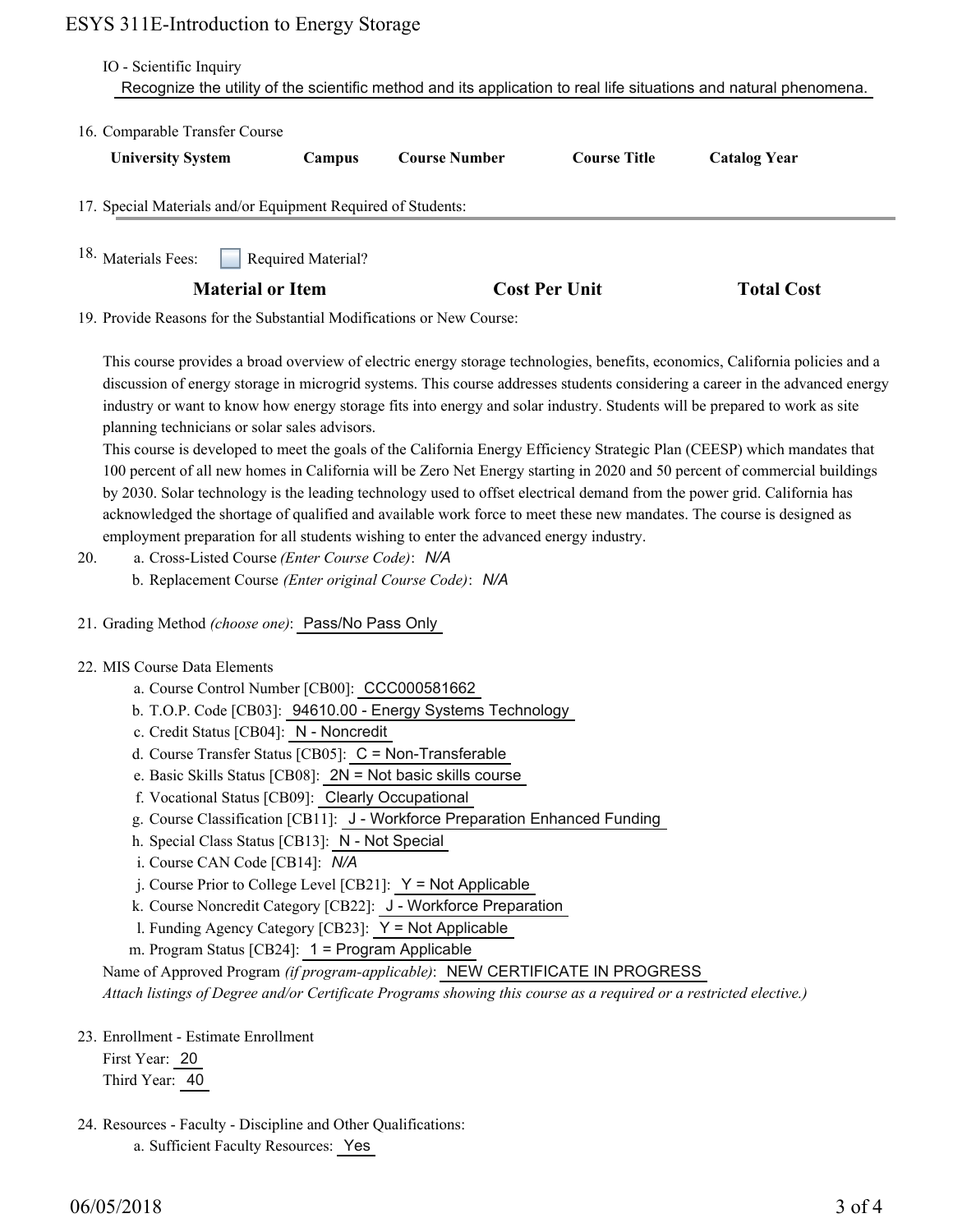IO - Scientific Inquiry

Recognize the utility of the scientific method and its application to real life situations and natural phenomena.

16. Comparable Transfer Course

| University System | Campus | Course Number | Course Title | Catalog Year |
|---|---|---|---|---|

17. Special Materials and/or Equipment Required of Students:

18. Materials Fees: ☐ Required Material?

| Material or Item | Cost Per Unit | Total Cost |
|---|---|---|

19. Provide Reasons for the Substantial Modifications or New Course:

This course provides a broad overview of electric energy storage technologies, benefits, economics, California policies and a discussion of energy storage in microgrid systems. This course addresses students considering a career in the advanced energy industry or want to know how energy storage fits into energy and solar industry. Students will be prepared to work as site planning technicians or solar sales advisors.

This course is developed to meet the goals of the California Energy Efficiency Strategic Plan (CEESP) which mandates that 100 percent of all new homes in California will be Zero Net Energy starting in 2020 and 50 percent of commercial buildings by 2030. Solar technology is the leading technology used to offset electrical demand from the power grid. California has acknowledged the shortage of qualified and available work force to meet these new mandates. The course is designed as employment preparation for all students wishing to enter the advanced energy industry.

20. a. Cross-Listed Course *(Enter Course Code)*: *N/A*
    b. Replacement Course *(Enter original Course Code)*: *N/A*

21. Grading Method *(choose one)*: Pass/No Pass Only

22. MIS Course Data Elements
    a. Course Control Number [CB00]: CCC000581662
    b. T.O.P. Code [CB03]: 94610.00 - Energy Systems Technology
    c. Credit Status [CB04]: N - Noncredit
    d. Course Transfer Status [CB05]: C = Non-Transferable
    e. Basic Skills Status [CB08]: 2N = Not basic skills course
    f. Vocational Status [CB09]: Clearly Occupational
    g. Course Classification [CB11]: J - Workforce Preparation Enhanced Funding
    h. Special Class Status [CB13]: N - Not Special
    i. Course CAN Code [CB14]: *N/A*
    j. Course Prior to College Level [CB21]: Y = Not Applicable
    k. Course Noncredit Category [CB22]: J - Workforce Preparation
    l. Funding Agency Category [CB23]: Y = Not Applicable
    m. Program Status [CB24]: 1 = Program Applicable

    Name of Approved Program *(if program-applicable)*: NEW CERTIFICATE IN PROGRESS

    *Attach listings of Degree and/or Certificate Programs showing this course as a required or a restricted elective.)*

23. Enrollment - Estimate Enrollment
    First Year: 20
    Third Year: 40

24. Resources - Faculty - Discipline and Other Qualifications:
    a. Sufficient Faculty Resources: Yes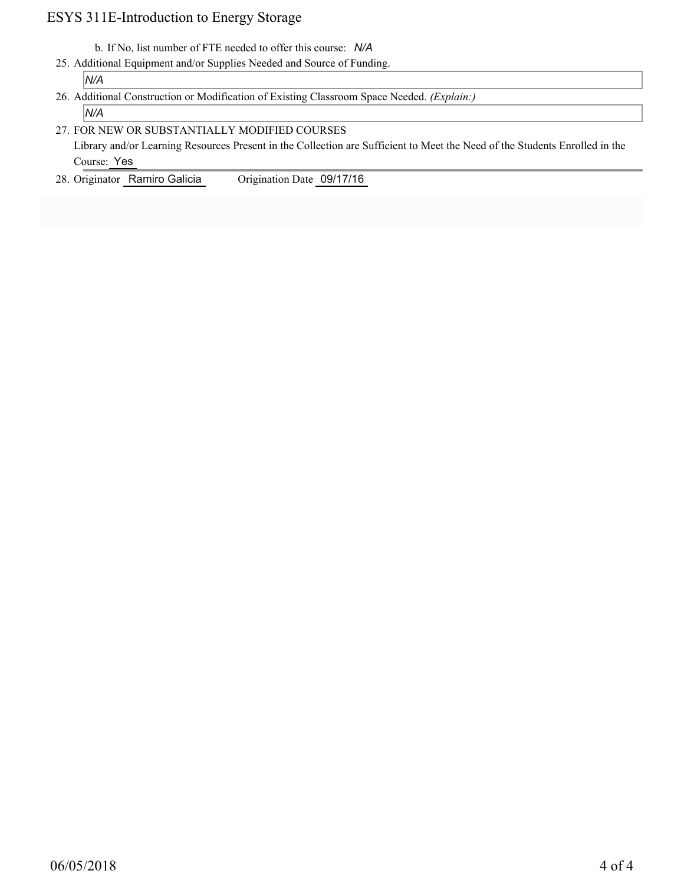b. If No, list number of FTE needed to offer this course: *N/A*

25. Additional Equipment and/or Supplies Needed and Source of Funding.

    *N/A*

26. Additional Construction or Modification of Existing Classroom Space Needed. *(Explain:)*

    *N/A*

27. FOR NEW OR SUBSTANTIALLY MODIFIED COURSES

    Library and/or Learning Resources Present in the Collection are Sufficient to Meet the Need of the Students Enrolled in the Course: Yes

28. Originator Ramiro Galicia    Origination Date 09/17/16